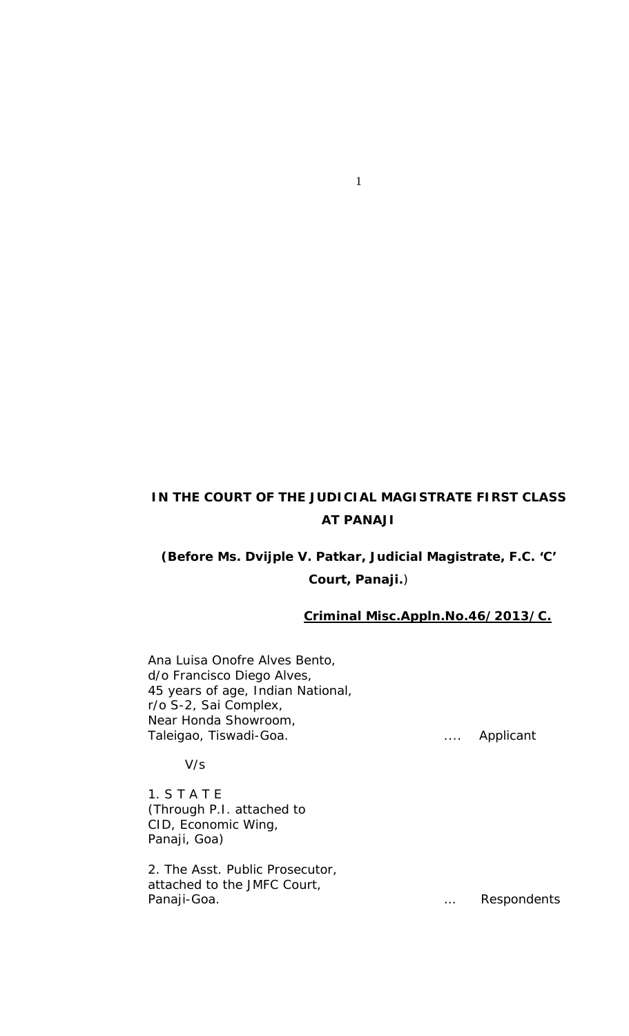**IN THE COURT OF THE JUDICIAL MAGISTRATE FIRST CLASS AT PANAJI**

**(Before Ms. Dvijple V. Patkar, Judicial Magistrate, F.C. 'C' Court, Panaji.)**

**Criminal Misc.Appln.No.46/2013/C.**

Ana Luisa Onofre Alves Bento,
d/o Francisco Diego Alves,
45 years of age, Indian National,
r/o S-2, Sai Complex,
Near Honda Showroom,
Taleigao, Tiswadi-Goa. .... Applicant

V/s

1. S T A T E
(Through P.I. attached to
CID, Economic Wing,
Panaji, Goa)

2. The Asst. Public Prosecutor,
attached to the JMFC Court,
Panaji-Goa. ... Respondents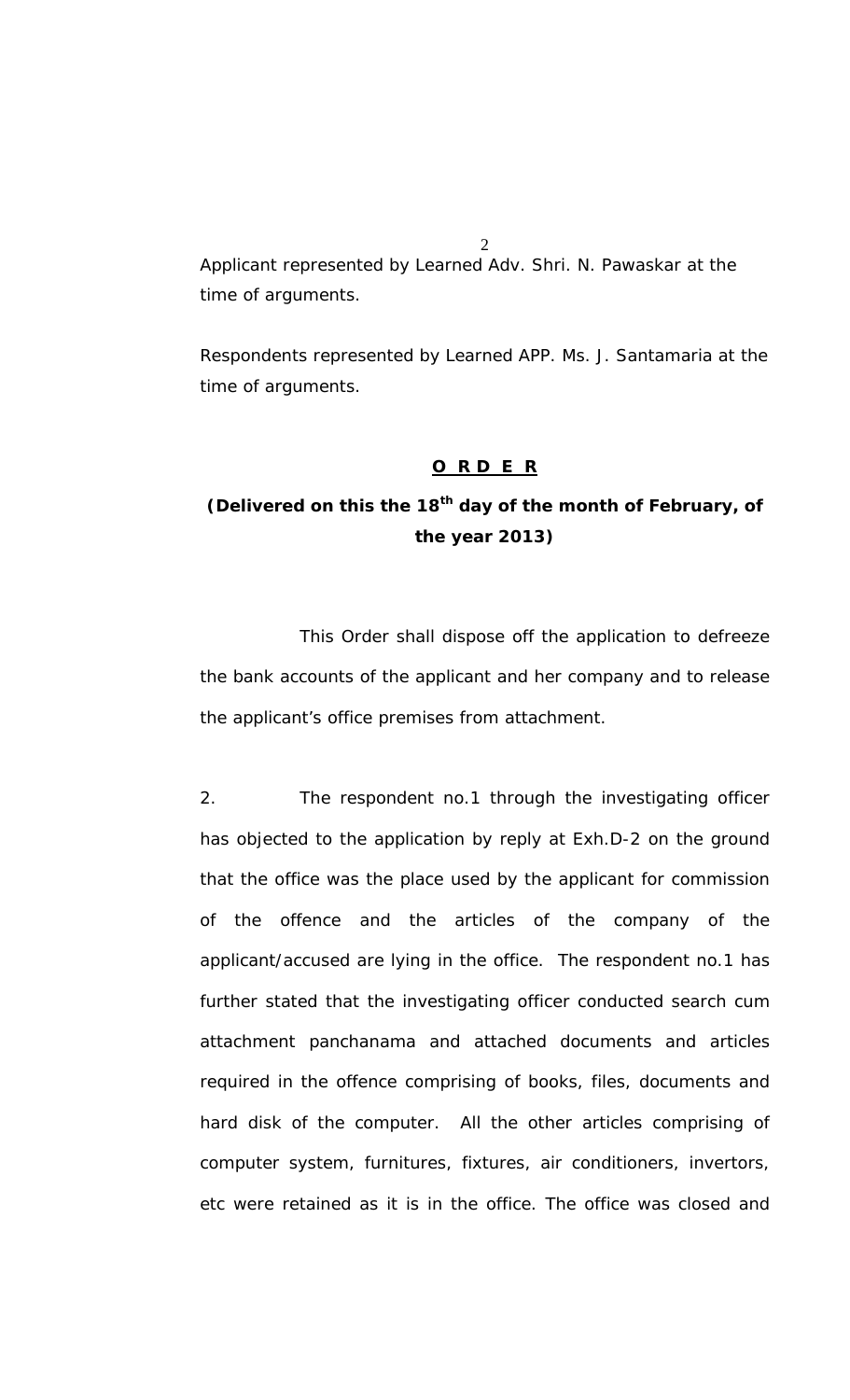Applicant represented by Learned Adv. Shri. N. Pawaskar at the time of arguments.

Respondents represented by Learned APP. Ms. J. Santamaria at the time of arguments.

## **O R D E R**

**(Delivered on this the 18th day of the month of February, of the year 2013)**

This Order shall dispose off the application to defreeze the bank accounts of the applicant and her company and to release the applicant's office premises from attachment.

2. The respondent no.1 through the investigating officer has objected to the application by reply at Exh.D-2 on the ground that the office was the place used by the applicant for commission of the offence and the articles of the company of the applicant/accused are lying in the office. The respondent no.1 has further stated that the investigating officer conducted search cum attachment panchanama and attached documents and articles required in the offence comprising of books, files, documents and hard disk of the computer. All the other articles comprising of computer system, furnitures, fixtures, air conditioners, invertors, etc were retained as it is in the office. The office was closed and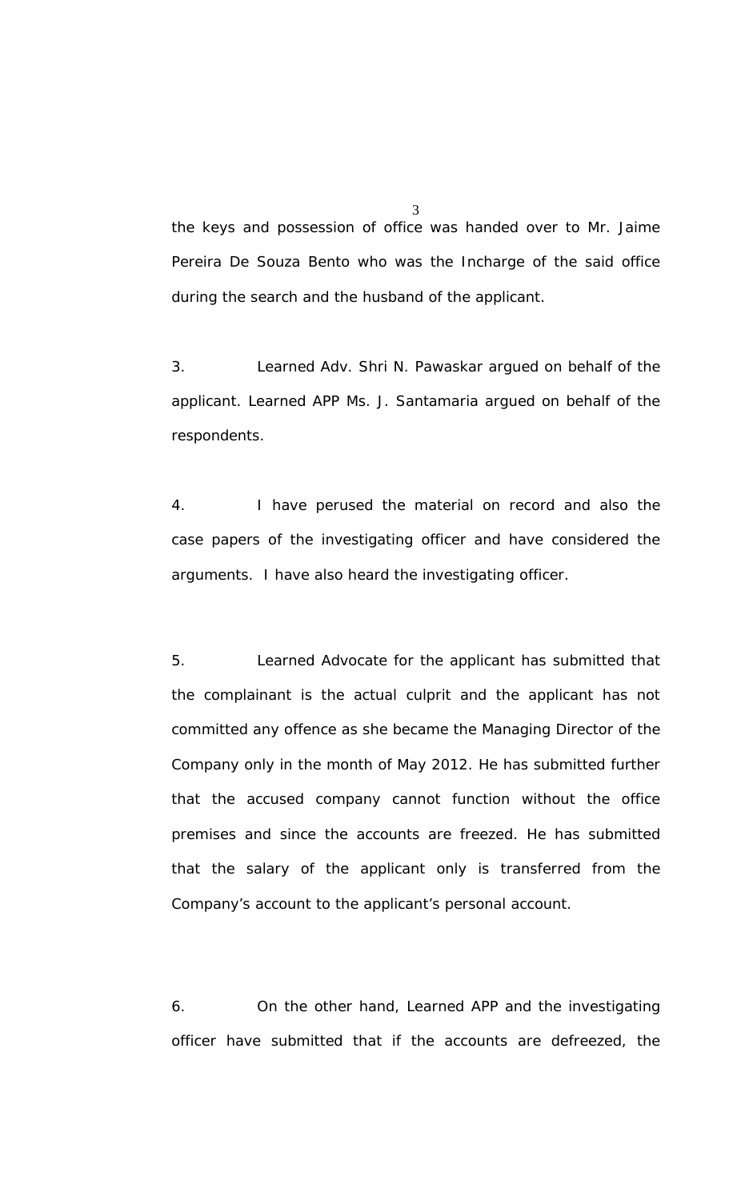the keys and possession of office was handed over to Mr. Jaime Pereira De Souza Bento who was the Incharge of the said office during the search and the husband of the applicant.

3. Learned Adv. Shri N. Pawaskar argued on behalf of the applicant. Learned APP Ms. J. Santamaria argued on behalf of the respondents.

4. I have perused the material on record and also the case papers of the investigating officer and have considered the arguments. I have also heard the investigating officer.

5. Learned Advocate for the applicant has submitted that the complainant is the actual culprit and the applicant has not committed any offence as she became the Managing Director of the Company only in the month of May 2012. He has submitted further that the accused company cannot function without the office premises and since the accounts are freezed. He has submitted that the salary of the applicant only is transferred from the Company's account to the applicant's personal account.

6. On the other hand, Learned APP and the investigating officer have submitted that if the accounts are defreezed, the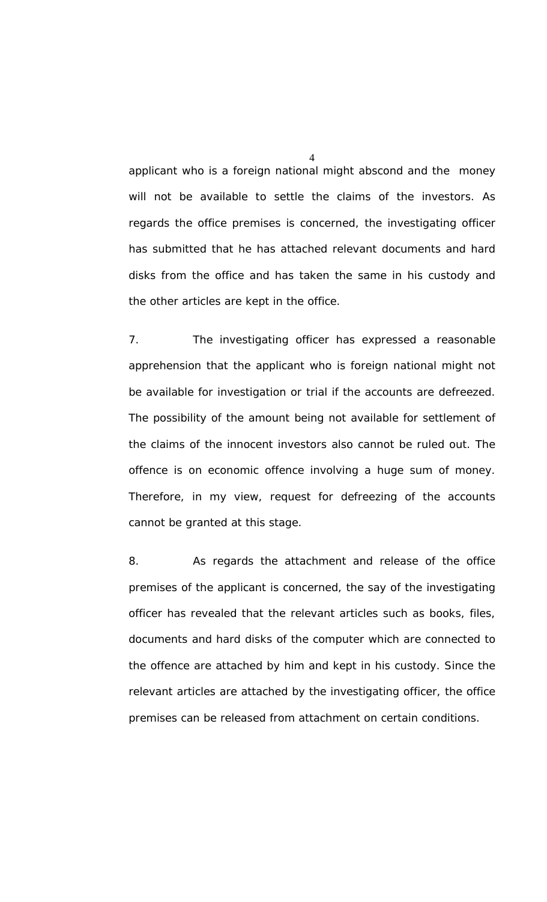applicant who is a foreign national might abscond and the money will not be available to settle the claims of the investors. As regards the office premises is concerned, the investigating officer has submitted that he has attached relevant documents and hard disks from the office and has taken the same in his custody and the other articles are kept in the office.

7. The investigating officer has expressed a reasonable apprehension that the applicant who is foreign national might not be available for investigation or trial if the accounts are defreezed. The possibility of the amount being not available for settlement of the claims of the innocent investors also cannot be ruled out. The offence is on economic offence involving a huge sum of money. Therefore, in my view, request for defreezing of the accounts cannot be granted at this stage.

8. As regards the attachment and release of the office premises of the applicant is concerned, the say of the investigating officer has revealed that the relevant articles such as books, files, documents and hard disks of the computer which are connected to the offence are attached by him and kept in his custody. Since the relevant articles are attached by the investigating officer, the office premises can be released from attachment on certain conditions.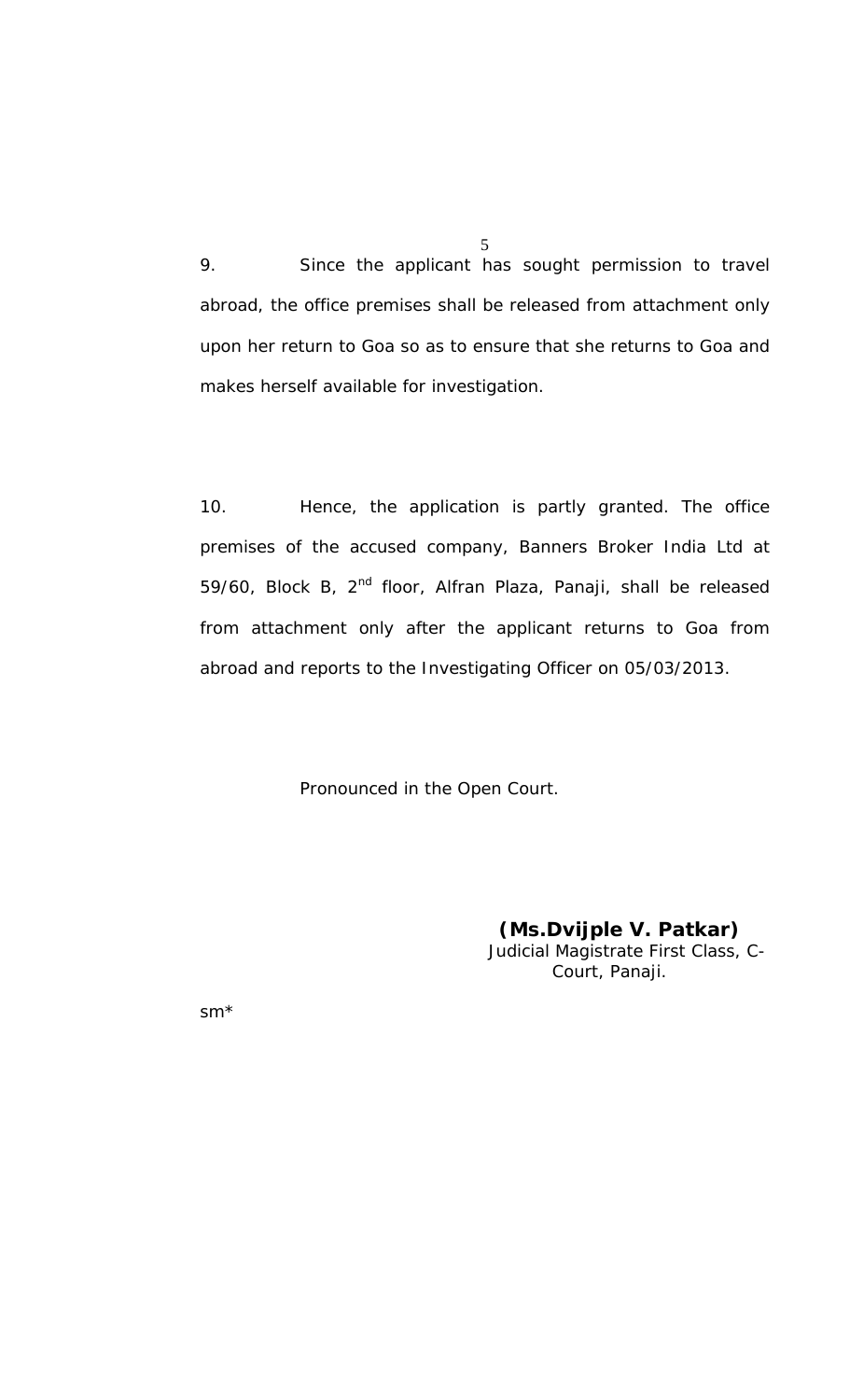9. Since the applicant has sought permission to travel abroad, the office premises shall be released from attachment only upon her return to Goa so as to ensure that she returns to Goa and makes herself available for investigation.

10. Hence, the application is partly granted. The office premises of the accused company, Banners Broker India Ltd at 59/60, Block B, 2nd floor, Alfran Plaza, Panaji, shall be released from attachment only after the applicant returns to Goa from abroad and reports to the Investigating Officer on 05/03/2013.

Pronounced in the Open Court.

**(Ms.Dvijple V. Patkar)**
Judicial Magistrate First Class, C-Court, Panaji.

sm*